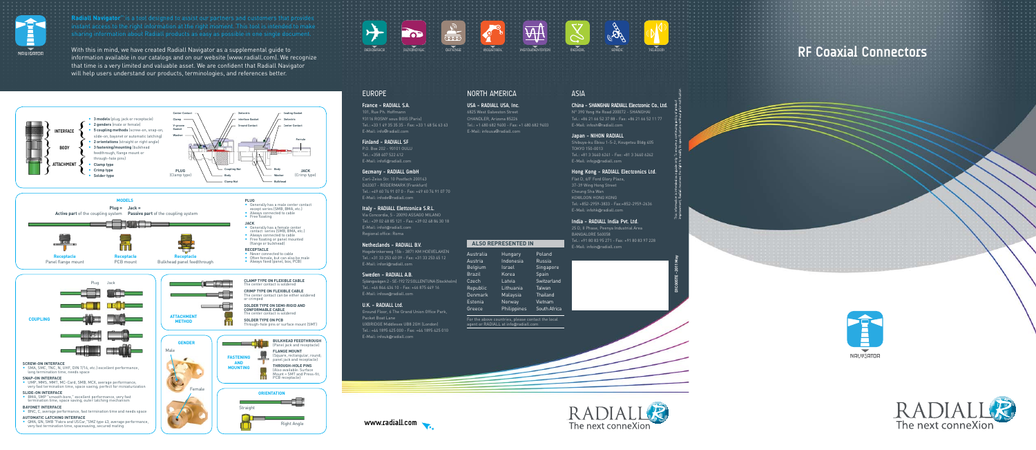**Radiall Navigator**™ is a tool designed to assist our partners and customers that provides instant access to the right information at the right moment. This tool is intended to make sharing information about Radiall products as easy as possible in one single document.

With this in mind, we have created Radiall Navigator as a supplemental guide to information available in our catalogs and on our website (www.radiall.com). We recognize that time is a very limited and valuable asset. We are confident that Radiall Navigator will help users understand our products, terminologies, and references better.

AEROSPACE · AUTOMOTIVE · DEFENSE · INDUSTRIAL · INSTRUMENTATION · MEDICAL · SPACE · TELECOM

# RF Coaxial Connectors

- **INTERFACE**
  - 3 models (plug, jack or receptacle)
  - 2 genders (male or female)
  - 5 coupling methods (screw-on, snap-on, slide-on, bayonet or automatic latching)
- **BODY**
  - 2 orientations (straight or right angle)
  - 3 fastening/mounting (bulkhead feedthrough, flange mount or through-hole pins)
- **ATTACHMENT**
  - Clamp type
  - Crimp type
  - Solder type

PLUG (Clamp type): Center Contact, Clamp, V-groove Gasket, Washer, Dielectric, Interface Gasket, Ground Contact, Coupling Nut, Body, Clamp Nut

JACK (Crimp type): Sealing Gasket, Dielectric, Center Contact, Ferrule, Body, Washer, Bulkhead

## MODELS

**Plug = Active part** of the coupling system **Jack = Passive part** of the coupling system

Receptacle Panel flange mount · Receptacle PCB mount · Receptacle Bulkhead panel feedthrough

**PLUG**
- Generally has a male center contact except series (SMB, BMA, etc.)
- Always connected to cable
- Free floating

**JACK**
- Generally has a female center contact series (SMB, BMA, etc.)
- Always connected to cable
- Free floating or panel mounted (flange or bulkhead)

**RECEPTACLE**
- Never connected to cable
- Often female, but can also be male
- Always fixed (panel, box, PCB)

## COUPLING

Plug · Jack

**SCREW-ON INTERFACE**
- SMA, SMC, TNC, N, UHF, DIN 7/16, etc.) excellent performance, long termination time, needs space

**SNAP-ON INTERFACE**
- UMP, MMS, MMT, MC-Card, SMB, MCX, average performance, very fast termination time, space saving, perfect for miniaturization

**SLIDE-ON INTERFACE**
- BMA, SMP "smooth bore," excellent performance, very fast termination time, space saving, outer latching mechanism

**BAYONET INTERFACE**
- BNC, C, average performance, fast termination time and needs space

**AUTOMATIC LATCHING INTERFACE**
- QMA, QN, SMB "Fakra and USCar," SMZ type 43, average performance, very fast termination time, spacesaving, secured mating

## ATTACHMENT METHOD

**CLAMP TYPE ON FLEXIBLE CABLE**
The center contact is soldered

**CRIMP TYPE ON FLEXIBLE CABLE**
The center contact can be either soldered or crimped

**SOLDER TYPE ON SEMI-RIGID AND CONFORMABLE CABLE**
The center contact is soldered

**SOLDER TYPE ON PCB**
Through-hole pins or surface mount (SMT)

## GENDER

Male · Female

## FASTENING AND MOUNTING

**BULKHEAD FEEDTHROUGH**
(Panel jack and receptacle)

**FLANGE MOUNT**
(Square, rectangular, round, panel jack and receptacle)

**THROUGH-HOLE PINS**
(Also available: Surface Mount = SMT and Press-fit, PCB receptacle)

## ORIENTATION

Straight · Right Angle

## EUROPE

**France - RADIALL S.A.**
101, Rue Ph. Hoffmann
93116 ROSNY sous BOIS (Paris)
Tel.: +33 1 49 35 35 35 - Fax: +33 1 48 54 63 63
E-Mail: info@radiall.com

**Finland - RADIALL SF**
P.O. Box 202 - 90101 OULU
Tel.: +358 407 522 412
E-Mail: infofi@radiall.com

**Germany - RADIALL GmbH**
Carl-Zeiss-Str. 10 Postfach 200143
D63307 - RÖDERMARK (Frankfurt)
Tel.: +49 60 74 91 07 0 - Fax: +49 60 74 91 07 70
E-Mail: infode@radiall.com

**Italy - RADIALL Elettronica S.R.L.**
Via Concordia, 5 - 20090 ASSAGO MILANO
Tel.: +39 02 48 85 121 - Fax: +39 02 48 84 30 18
E-Mail: infoit@radiall.com
Regional office: Roma

**Netherlands - RADIALL B.V.**
Hogebrinkerweg 15b - 3871 KM HOEVELAKEN
Tel.: +31 33 253 40 09 - Fax: +31 33 253 45 12
E-Mail: infonl@radiall.com

**Sweden - RADIALL A.B.**
Sjöängsvägen 2 - SE-192 72 SOLLENTUNA (Stockholm)
Tel.: +46 844 434 10 - Fax: +46 875 449 16
E-Mail: infosw@radiall.com

**U.K. - RADIALL Ltd.**
Ground Floor, 6 The Grand Union Office Park,
Packet Boat Lane
UXBRIDGE Middlesex UB8 2GH (London)
Tel.: +44 1895 425 000 - Fax: +44 1895 425 010
E-Mail: infouk@radiall.com

## NORTH AMERICA

**USA - RADIALL USA, Inc.**
6825 West Galveston Street
CHANDLER, Arizona 85226
Tel.: +1 480 682 9400 - Fax: +1 480 682 9403
E-Mail: infousa@radiall.com

## ALSO REPRESENTED IN

| | | |
|---|---|---|
| Australia | Hungary | Poland |
| Austria | Indonesia | Russia |
| Belgium | Israel | Singapore |
| Brazil | Korea | Spain |
| Czech Republic | Latvia | Switzerland |
| Denmark | Lithuania | Taiwan |
| Estonia | Malaysia | Thailand |
| Greece | Norway | Vietnam |
| | Philippines | South Africa |

For the above countries, please contact the local agent or RADIALL at info@radiall.com

## ASIA

**China - SHANGHAI RADIALL Electronic Co., Ltd.**
N° 390 Yong He Road 200072 - SHANGHAI
Tel.: +86 21 66 52 37 88 - Fax: +86 21 66 52 11 77
E-Mail: infosh@radiall.com

**Japan - NIHON RADIALL**
Shibuya-ku Ebisu 1-5-2, Kougetsu Bldg 405
TOKYO 150-0013
Tel.: +81 3 3440 6241 - Fax: +81 3 3440 6242
E-Mail: infojp@radiall.com

**Hong Kong - RADIALL Electronics Ltd.**
Flat D, 6/F Ford Glory Plaza,
37-39 Wing Hong Street
Cheung Sha Wan
KOWLOON HONG KONG
Tel.: +852-2959-3833 - Fax:+852-2959-2636
E-Mail: infohk@radiall.com

**India - RADIALL India Pvt. Ltd.**
25 D, II Phase, Peenya Industrial Area
BANGALORE 560058
Tel.: +91 80 83 95 271 - Fax: +91 80 83 97 228
E-Mail: infoin@radiall.com

This information is intended as a guide only. To ensure a continuing policy of product improvement, Radiall reserves the right to modify its specifications without prior notification.

D1C002TE - 2011 May

www.radiall.com

RADIALL The next conneXion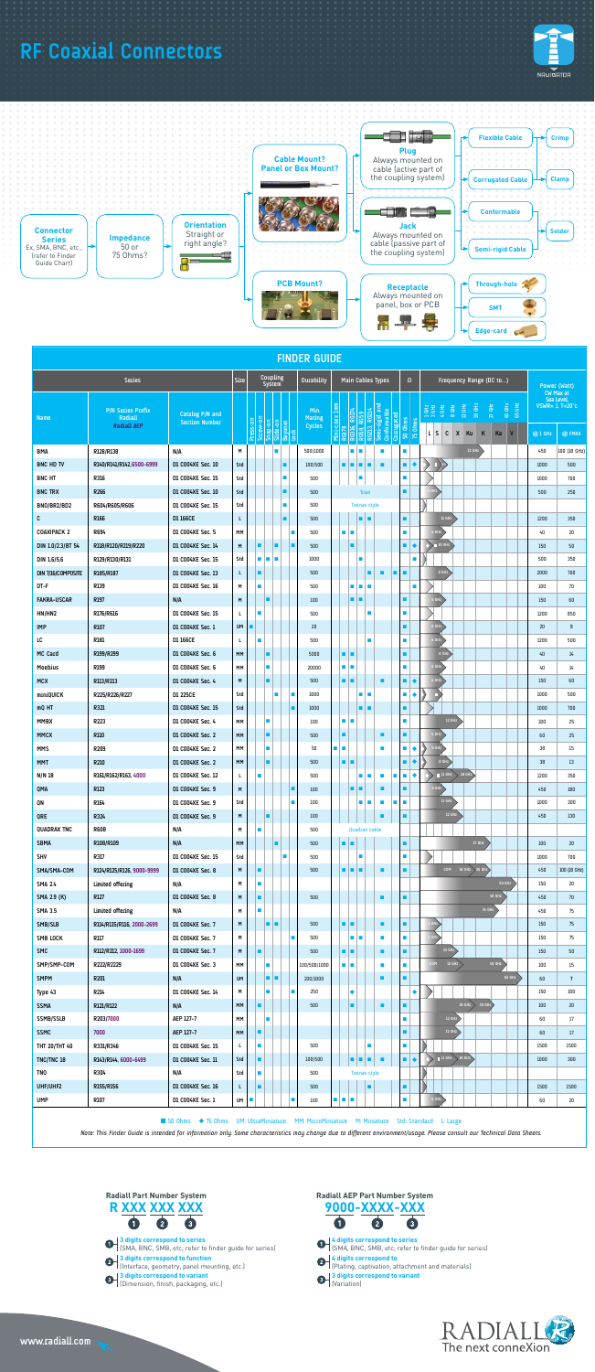# RF Coaxial Connectors

**Connector Series** — Ex. SMA, BNC, etc., (refer to Finder Guide Chart)

**Impedance** — 50 or 75 Ohms?

**Orientation** — Straight or right angle?

**Cable Mount?** Panel or Box Mount?

**Plug** — Always mounted on cable (active part of the coupling system)

**Jack** — Always mounted on cable (passive part of the coupling system)

**PCB Mount?**

**Receptacle** — Always mounted on panel, box or PCB

- Flexible Cable → Crimp
- Corrugated Cable → Clamp
- Conformable
- Semi-rigid Cable → Solder
- Through-hole
- SMT
- Edge-card

## FINDER GUIDE

| Name | P/N Series Prefix Radiall / Radiall AEP | Catalog P/N and Section Number | Size | Min. Mating Cycles | Frequency Range (DC to...) | Power (Watt) CW Max at Sea Level, VSWR= 1, T=20°c @ 1 GHz | @ FMAX |
|---|---|---|---|---|---|---|---|
| BMA | R128/R138 | N/A | M | 500/1000 | 12 GHz | 450 | 100 (18 GHz) |
| BNC HD TV | R140/R141/R142, 6500-6999 | D1 C004XE Sec. 10 | Std | 100/500 | | 1000 | 500 |
| BNC HT | R316 | D1 C004XE Sec. 15 | Std | 500 | | 1000 | 700 |
| BNC TRX | R266 | D1 C004XE Sec. 10 | Std | 500 | Triax | 500 | 250 |
| BNO/BR2/BD2 | R604/R605/R606 | D1 C004XE Sec. 15 | Std | 500 | Twinax style | | |
| C | R166 | D1 166CE | L | 500 | 12 GHz | 1200 | 350 |
| COAXIPACK 2 | R694 | D1 C004XE Sec. 5 | MM | 500 | 6 GHz | 40 | 20 |
| DIN 1.0/2.3/BT 54 | R118/R120/R219/R220 | D1 C004XE Sec. 14 | M | 500 | 10 GHz | 150 | 50 |
| DIN 1.6/5.6 | R129/R130/R131 | D1 C004XE Sec. 15 | Std | 1000 | | 500 | 350 |
| DIN 7/16/COMPOSITE | R185/R187 | D1 C004XE Sec. 13 | L | 500 | 8 GHz | 2000 | 700 |
| DT-F | R139 | D1 C004XE Sec. 16 | M | 500 | | 100 | 70 |
| FAKRA-USCAR | R197 | N/A | M | 100 | 6 GHz | 150 | 60 |
| HN/HN2 | R176/R616 | D1 C004XE Sec. 15 | L | 500 | | 1200 | 650 |
| IMP | R107 | D1 C004XE Sec. 1 | UM | 20 | 6 GHz | 20 | 8 |
| LC | R181 | D1 166CE | L | 500 | 6 GHz | 1200 | 500 |
| MC Card | R199/R299 | D1 C004XE Sec. 6 | MM | 5000 | 8 GHz | 40 | 14 |
| Moebius | R199 | D1 C004XE Sec. 6 | MM | 20000 | 6 GHz | 40 | 14 |
| MCX | R113/R213 | D1 C004XE Sec. 4 | M | 500 | 6 GHz | 150 | 60 |
| miniQUICK | R225/R226/R227 | D1 225CE | Std | 1000 | | 1000 | 500 |
| mQ HT | R321 | D1 C004XE Sec. 15 | Std | 1000 | | 1000 | 700 |
| MMBX | R223 | D1 C004XE Sec. 4 | MM | 100 | 12 GHz | 100 | 25 |
| MMCX | R110 | D1 C004XE Sec. 2 | MM | 500 | 6 GHz | 60 | 25 |
| MMS | R209 | D1 C004XE Sec. 2 | MM | 50 | 6 GHz | 38 | 15 |
| MMT | R210 | D1 C004XE Sec. 2 | MM | 500 | 8 GHz | 38 | 13 |
| N/N 18 | R161/R162/R163, 4000 | D1 C004XE Sec. 12 | L | 500 | 11 GHz / 18 GHz | 1200 | 350 |
| QMA | R123 | D1 C004XE Sec. 9 | M | 100 | 6 GHz | 450 | 180 |
| QN | R164 | D1 C004XE Sec. 9 | Std | 100 | 11 GHz | 1000 | 300 |
| QRE | R324 | D1 C004XE Sec. 9 | M | 100 | 12 GHz | 450 | 130 |
| QUADRAX TNC | R608 | N/A | M | 500 | Quadrax cable | | |
| SBMA | R108/R109 | N/A | MM | 500 | 27 GHz | 100 | 20 |
| SHV | R317 | D1 C004XE Sec. 15 | Std | 500 | | 1000 | 700 |
| SMA/SMA-COM | R124/R125/R126, 9000-9999 | D1 C004XE Sec. 8 | M | 500 | 12 GHz / 18 GHz / 26 GHz | 450 | 100 (18 GHz) |
| SMA 2.4 | Limited offering | N/A | M | | 50 GHz | 150 | 20 |
| SMA 2.9 (K) | R127 | D1 C004XE Sec. 8 | M | 500 | 40 GHz | 450 | 70 |
| SMA 3.5 | Limited offering | N/A | M | | 26 GHz | 450 | 75 |
| SMB/SLB | R114/R115/R116, 2000-2699 | D1 C004XE Sec. 7 | M | 500 | 4 GHz | 150 | 75 |
| SMB LOCK | R117 | D1 C004XE Sec. 7 | M | 500 | 4 GHz | 150 | 75 |
| SMC | R112/R212, 1000-1699 | D1 C004XE Sec. 7 | M | 500 | 10 GHz | 150 | 50 |
| SMP/SMP-COM | R222/R2229 | D1 C004XE Sec. 3 | MM | 100/500/1000 | 12 GHz / 40 GHz | 100 | 15 |
| SMPM | R201 | N/A | UM | 100/1000 | 65 GHz | 60 | 7 |
| Type 43 | R214 | D1 C004XE Sec. 14 | M | 250 | | 150 | 100 |
| SSMA | R121/R122 | N/A | MM | 500 | 18 GHz / 26 GHz | 100 | 20 |
| SSMB/SSLB | R203/7000 | AEP 127-7 | MM | | 12 GHz | 60 | 17 |
| SSMC | 7000 | AEP 127-7 | MM | | 12 GHz | 60 | 17 |
| THT 20/THT 40 | R331/R346 | D1 C004XE Sec. 15 | L | 500 | | 1500 | 1500 |
| TNC/TNC 18 | R143/R144, 6000-6499 | D1 C004XE Sec. 11 | Std | 100/500 | 11 GHz / 18 GHz | 1000 | 300 |
| TNO | R304 | N/A | Std | 500 | Twinax style | | |
| UHF/UHF2 | R155/R156 | D1 C004XE Sec. 16 | L | 500 | | 1500 | 1500 |
| UMP | R107 | D1 C004XE Sec. 1 | UM | 100 | 6 GHz | 60 | 20 |

■ 50 Ohms ◆ 75 Ohms UM: UltraMiniature MM: MicroMiniature M: Miniature Std: Standard L: Large

*Note: This Finder Guide is intended for information only. Some characteristics may change due to different environment/usage. Please consult our Technical Data Sheets.*

**Radiall Part Number System**

R XXX XXX XXX

1. 3 digits correspond to series (SMA, BNC, SMB, etc; refer to finder guide for series)
2. 3 digits correspond to function (Interface, geometry, panel mounting, etc.)
3. 3 digits correspond to variant (Dimension, finish, packaging, etc.)

**Radiall AEP Part Number System**

9000-XXXX-XXX

1. 4 digits correspond to series (SMA, BNC, SMB, etc; refer to finder guide for series)
2. 4 digits correspond to (Plating, captivation, attachment and materials)
3. 3 digits correspond to variant (Variation)

www.radiall.com

RADIALL The next conneXion